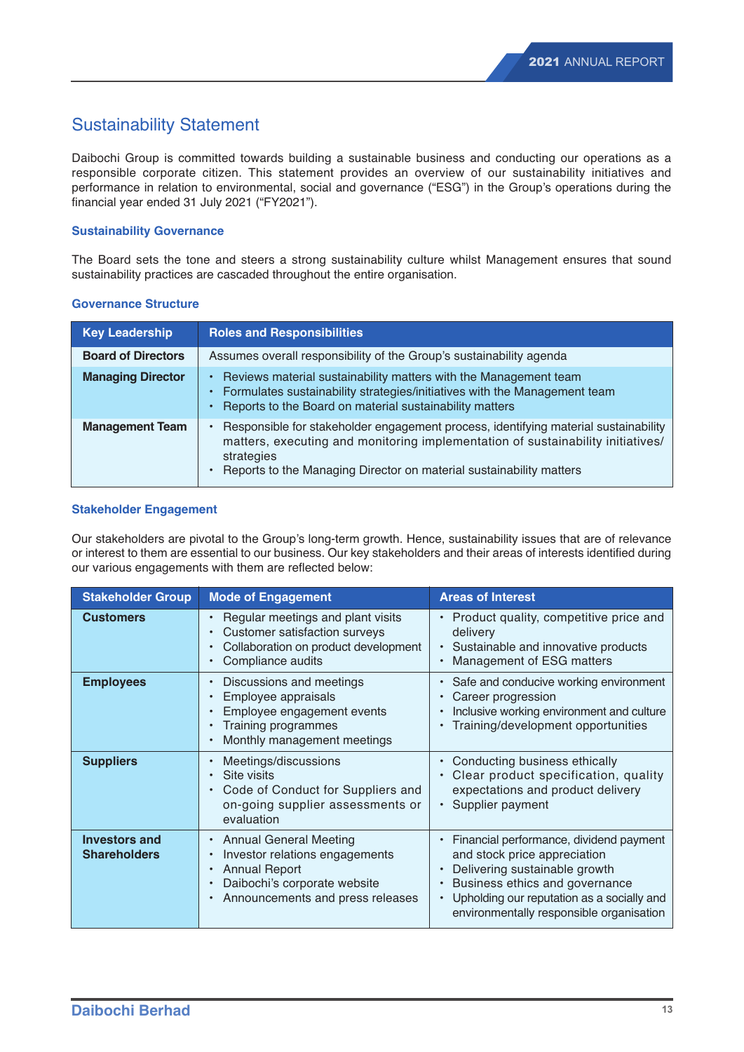# Sustainability Statement

Daibochi Group is committed towards building a sustainable business and conducting our operations as a responsible corporate citizen. This statement provides an overview of our sustainability initiatives and performance in relation to environmental, social and governance ("ESG") in the Group's operations during the financial year ended 31 July 2021 ("FY2021").

## Sustainability Governance

The Board sets the tone and steers a strong sustainability culture whilst Management ensures that sound sustainability practices are cascaded throughout the entire organisation.

### Governance Structure

| Key Leadership | Roles and Responsibilities |
|---|---|
| **Board of Directors** | Assumes overall responsibility of the Group's sustainability agenda |
| **Managing Director** | • Reviews material sustainability matters with the Management team<br>• Formulates sustainability strategies/initiatives with the Management team<br>• Reports to the Board on material sustainability matters |
| **Management Team** | • Responsible for stakeholder engagement process, identifying material sustainability matters, executing and monitoring implementation of sustainability initiatives/ strategies<br>• Reports to the Managing Director on material sustainability matters |

## Stakeholder Engagement

Our stakeholders are pivotal to the Group's long-term growth. Hence, sustainability issues that are of relevance or interest to them are essential to our business. Our key stakeholders and their areas of interests identified during our various engagements with them are reflected below:

| Stakeholder Group | Mode of Engagement | Areas of Interest |
|---|---|---|
| **Customers** | • Regular meetings and plant visits<br>• Customer satisfaction surveys<br>• Collaboration on product development<br>• Compliance audits | • Product quality, competitive price and delivery<br>• Sustainable and innovative products<br>• Management of ESG matters |
| **Employees** | • Discussions and meetings<br>• Employee appraisals<br>• Employee engagement events<br>• Training programmes<br>• Monthly management meetings | • Safe and conducive working environment<br>• Career progression<br>• Inclusive working environment and culture<br>• Training/development opportunities |
| **Suppliers** | • Meetings/discussions<br>• Site visits<br>• Code of Conduct for Suppliers and on-going supplier assessments or evaluation | • Conducting business ethically<br>• Clear product specification, quality expectations and product delivery<br>• Supplier payment |
| **Investors and Shareholders** | • Annual General Meeting<br>• Investor relations engagements<br>• Annual Report<br>• Daibochi's corporate website<br>• Announcements and press releases | • Financial performance, dividend payment and stock price appreciation<br>• Delivering sustainable growth<br>• Business ethics and governance<br>• Upholding our reputation as a socially and environmentally responsible organisation |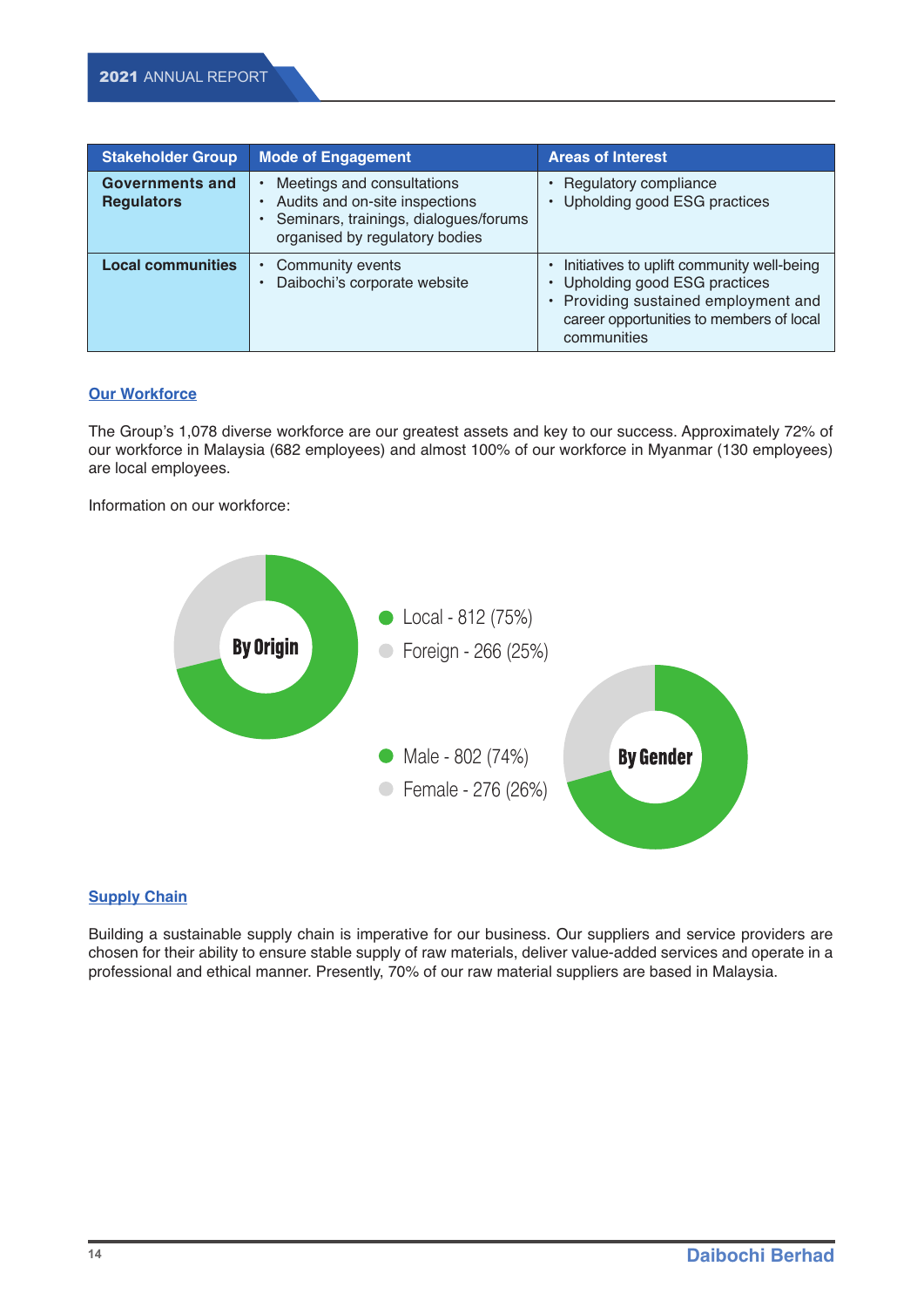| Stakeholder Group | Mode of Engagement | Areas of Interest |
| --- | --- | --- |
| **Governments and Regulators** | • Meetings and consultations<br>• Audits and on-site inspections<br>• Seminars, trainings, dialogues/forums organised by regulatory bodies | • Regulatory compliance<br>• Upholding good ESG practices |
| **Local communities** | • Community events<br>• Daibochi's corporate website | • Initiatives to uplift community well-being<br>• Upholding good ESG practices<br>• Providing sustained employment and career opportunities to members of local communities |

## Our Workforce

The Group's 1,078 diverse workforce are our greatest assets and key to our success. Approximately 72% of our workforce in Malaysia (682 employees) and almost 100% of our workforce in Myanmar (130 employees) are local employees.

Information on our workforce:

**By Origin**

- Local - 812 (75%)
- Foreign - 266 (25%)

**By Gender**

- Male - 802 (74%)
- Female - 276 (26%)

## Supply Chain

Building a sustainable supply chain is imperative for our business. Our suppliers and service providers are chosen for their ability to ensure stable supply of raw materials, deliver value-added services and operate in a professional and ethical manner. Presently, 70% of our raw material suppliers are based in Malaysia.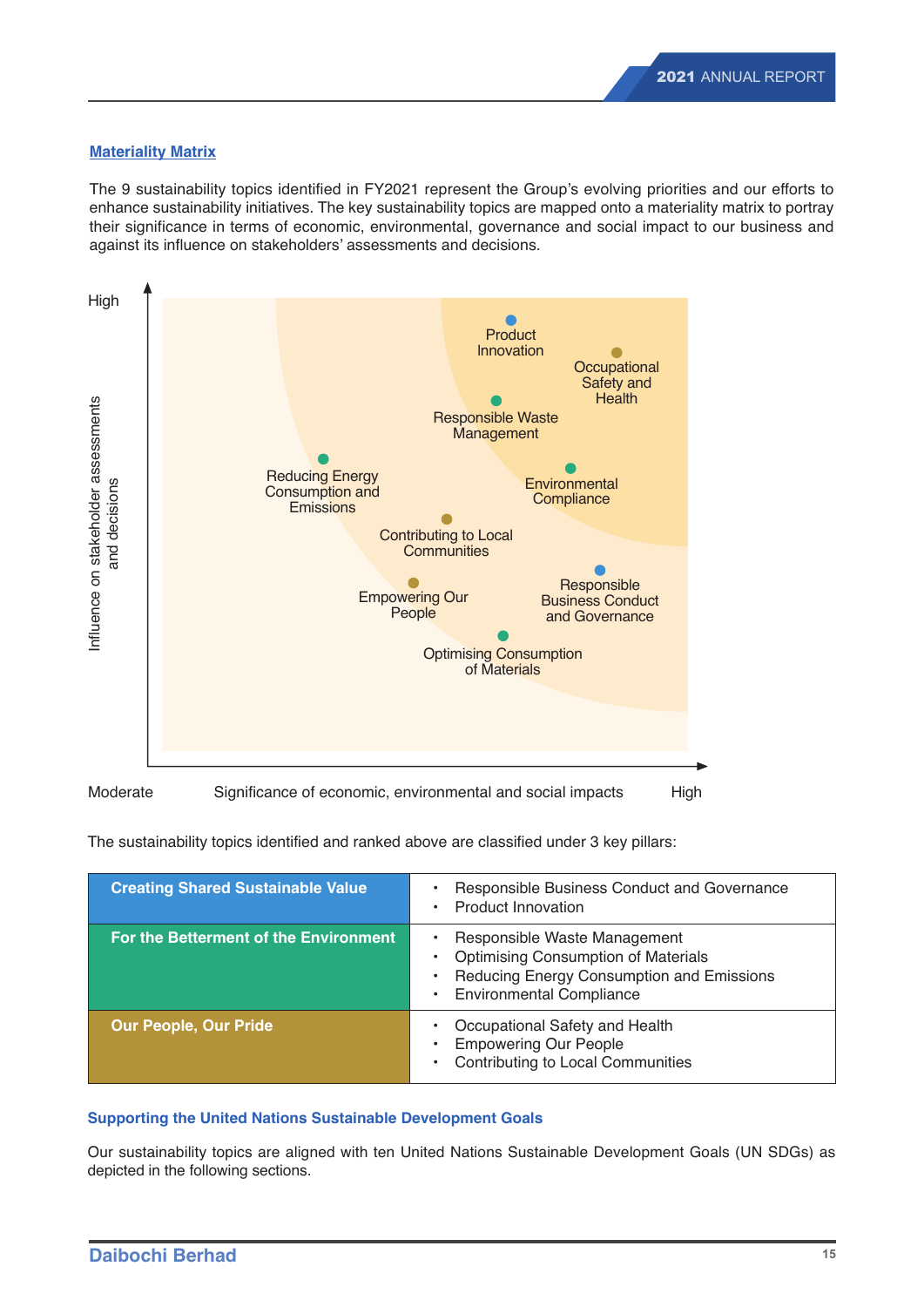## Materiality Matrix

The 9 sustainability topics identified in FY2021 represent the Group's evolving priorities and our efforts to enhance sustainability initiatives. The key sustainability topics are mapped onto a materiality matrix to portray their significance in terms of economic, environmental, governance and social impact to our business and against its influence on stakeholders' assessments and decisions.

High

Influence on stakeholder assessments and decisions

Product Innovation

Occupational Safety and Health

Responsible Waste Management

Reducing Energy Consumption and Emissions

Environmental Compliance

Contributing to Local Communities

Empowering Our People

Responsible Business Conduct and Governance

Optimising Consumption of Materials

Moderate Significance of economic, environmental and social impacts High

The sustainability topics identified and ranked above are classified under 3 key pillars:

| Pillar | Topics |
|---|---|
| **Creating Shared Sustainable Value** | • Responsible Business Conduct and Governance<br>• Product Innovation |
| **For the Betterment of the Environment** | • Responsible Waste Management<br>• Optimising Consumption of Materials<br>• Reducing Energy Consumption and Emissions<br>• Environmental Compliance |
| **Our People, Our Pride** | • Occupational Safety and Health<br>• Empowering Our People<br>• Contributing to Local Communities |

### Supporting the United Nations Sustainable Development Goals

Our sustainability topics are aligned with ten United Nations Sustainable Development Goals (UN SDGs) as depicted in the following sections.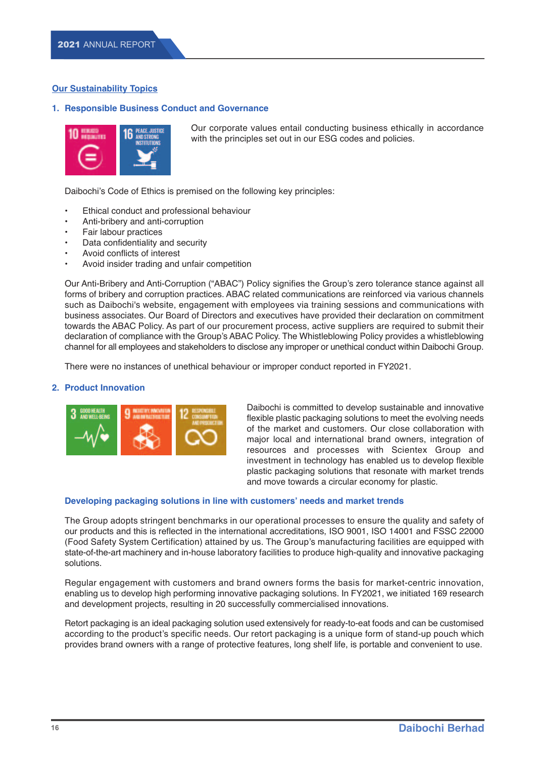## Our Sustainability Topics

### 1. Responsible Business Conduct and Governance

Our corporate values entail conducting business ethically in accordance with the principles set out in our ESG codes and policies.

Daibochi's Code of Ethics is premised on the following key principles:

- Ethical conduct and professional behaviour
- Anti-bribery and anti-corruption
- Fair labour practices
- Data confidentiality and security
- Avoid conflicts of interest
- Avoid insider trading and unfair competition

Our Anti-Bribery and Anti-Corruption ("ABAC") Policy signifies the Group's zero tolerance stance against all forms of bribery and corruption practices. ABAC related communications are reinforced via various channels such as Daibochi's website, engagement with employees via training sessions and communications with business associates. Our Board of Directors and executives have provided their declaration on commitment towards the ABAC Policy. As part of our procurement process, active suppliers are required to submit their declaration of compliance with the Group's ABAC Policy. The Whistleblowing Policy provides a whistleblowing channel for all employees and stakeholders to disclose any improper or unethical conduct within Daibochi Group.

There were no instances of unethical behaviour or improper conduct reported in FY2021.

### 2. Product Innovation

Daibochi is committed to develop sustainable and innovative flexible plastic packaging solutions to meet the evolving needs of the market and customers. Our close collaboration with major local and international brand owners, integration of resources and processes with Scientex Group and investment in technology has enabled us to develop flexible plastic packaging solutions that resonate with market trends and move towards a circular economy for plastic.

#### Developing packaging solutions in line with customers' needs and market trends

The Group adopts stringent benchmarks in our operational processes to ensure the quality and safety of our products and this is reflected in the international accreditations, ISO 9001, ISO 14001 and FSSC 22000 (Food Safety System Certification) attained by us. The Group's manufacturing facilities are equipped with state-of-the-art machinery and in-house laboratory facilities to produce high-quality and innovative packaging solutions.

Regular engagement with customers and brand owners forms the basis for market-centric innovation, enabling us to develop high performing innovative packaging solutions. In FY2021, we initiated 169 research and development projects, resulting in 20 successfully commercialised innovations.

Retort packaging is an ideal packaging solution used extensively for ready-to-eat foods and can be customised according to the product's specific needs. Our retort packaging is a unique form of stand-up pouch which provides brand owners with a range of protective features, long shelf life, is portable and convenient to use.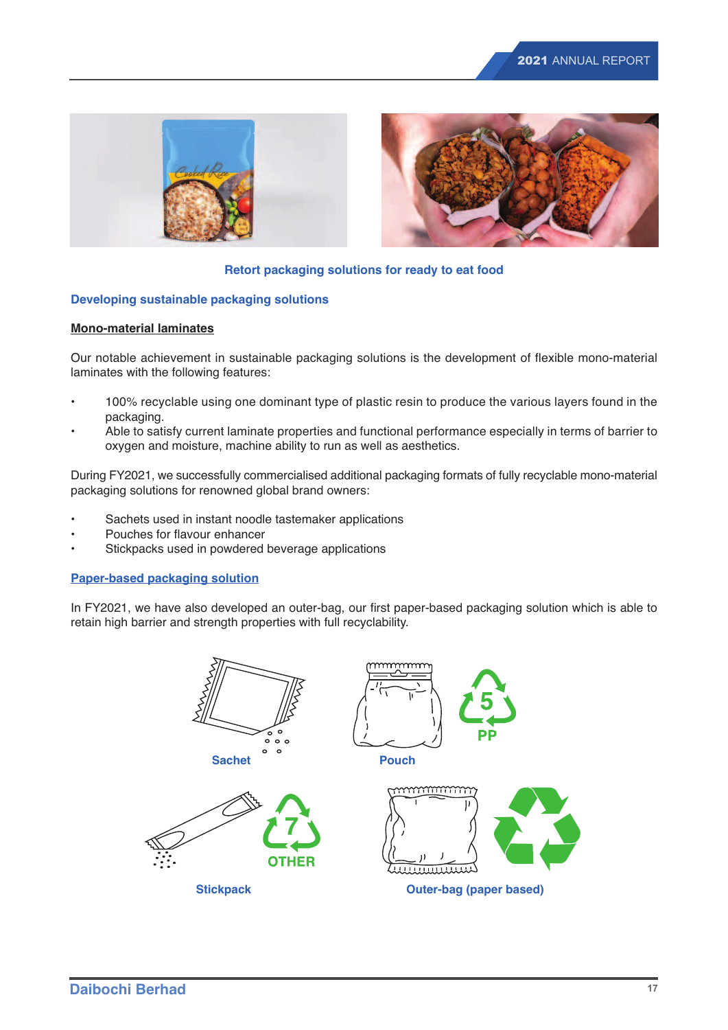**Retort packaging solutions for ready to eat food**

## Developing sustainable packaging solutions

### Mono-material laminates

Our notable achievement in sustainable packaging solutions is the development of flexible mono-material laminates with the following features:

- 100% recyclable using one dominant type of plastic resin to produce the various layers found in the packaging.
- Able to satisfy current laminate properties and functional performance especially in terms of barrier to oxygen and moisture, machine ability to run as well as aesthetics.

During FY2021, we successfully commercialised additional packaging formats of fully recyclable mono-material packaging solutions for renowned global brand owners:

- Sachets used in instant noodle tastemaker applications
- Pouches for flavour enhancer
- Stickpacks used in powdered beverage applications

### Paper-based packaging solution

In FY2021, we have also developed an outer-bag, our first paper-based packaging solution which is able to retain high barrier and strength properties with full recyclability.

Sachet

Pouch

5 PP

Stickpack

7 OTHER

Outer-bag (paper based)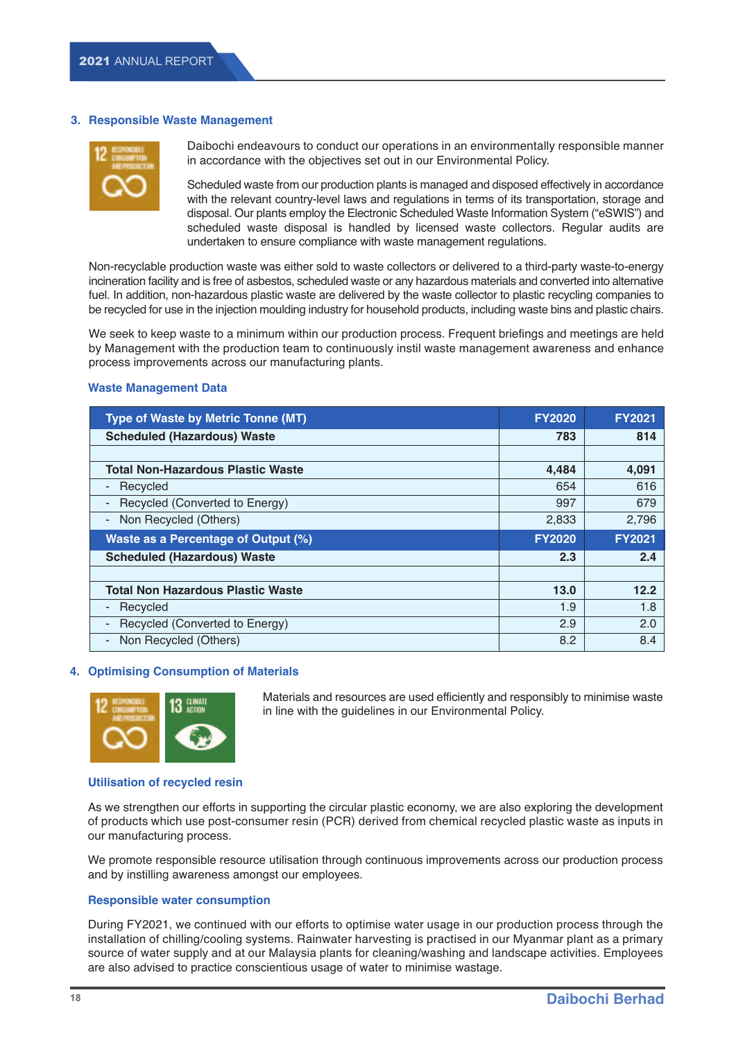## 3. Responsible Waste Management

Daibochi endeavours to conduct our operations in an environmentally responsible manner in accordance with the objectives set out in our Environmental Policy.

Scheduled waste from our production plants is managed and disposed effectively in accordance with the relevant country-level laws and regulations in terms of its transportation, storage and disposal. Our plants employ the Electronic Scheduled Waste Information System ("eSWIS") and scheduled waste disposal is handled by licensed waste collectors. Regular audits are undertaken to ensure compliance with waste management regulations.

Non-recyclable production waste was either sold to waste collectors or delivered to a third-party waste-to-energy incineration facility and is free of asbestos, scheduled waste or any hazardous materials and converted into alternative fuel. In addition, non-hazardous plastic waste are delivered by the waste collector to plastic recycling companies to be recycled for use in the injection moulding industry for household products, including waste bins and plastic chairs.

We seek to keep waste to a minimum within our production process. Frequent briefings and meetings are held by Management with the production team to continuously instil waste management awareness and enhance process improvements across our manufacturing plants.

### Waste Management Data

| Type of Waste by Metric Tonne (MT) | FY2020 | FY2021 |
|---|---|---|
| **Scheduled (Hazardous) Waste** | **783** | **814** |
| | | |
| **Total Non-Hazardous Plastic Waste** | **4,484** | **4,091** |
| - Recycled | 654 | 616 |
| - Recycled (Converted to Energy) | 997 | 679 |
| - Non Recycled (Others) | 2,833 | 2,796 |
| **Waste as a Percentage of Output (%)** | **FY2020** | **FY2021** |
| **Scheduled (Hazardous) Waste** | **2.3** | **2.4** |
| | | |
| **Total Non Hazardous Plastic Waste** | **13.0** | **12.2** |
| - Recycled | 1.9 | 1.8 |
| - Recycled (Converted to Energy) | 2.9 | 2.0 |
| - Non Recycled (Others) | 8.2 | 8.4 |

## 4. Optimising Consumption of Materials

Materials and resources are used efficiently and responsibly to minimise waste in line with the guidelines in our Environmental Policy.

### Utilisation of recycled resin

As we strengthen our efforts in supporting the circular plastic economy, we are also exploring the development of products which use post-consumer resin (PCR) derived from chemical recycled plastic waste as inputs in our manufacturing process.

We promote responsible resource utilisation through continuous improvements across our production process and by instilling awareness amongst our employees.

### Responsible water consumption

During FY2021, we continued with our efforts to optimise water usage in our production process through the installation of chilling/cooling systems. Rainwater harvesting is practised in our Myanmar plant as a primary source of water supply and at our Malaysia plants for cleaning/washing and landscape activities. Employees are also advised to practice conscientious usage of water to minimise wastage.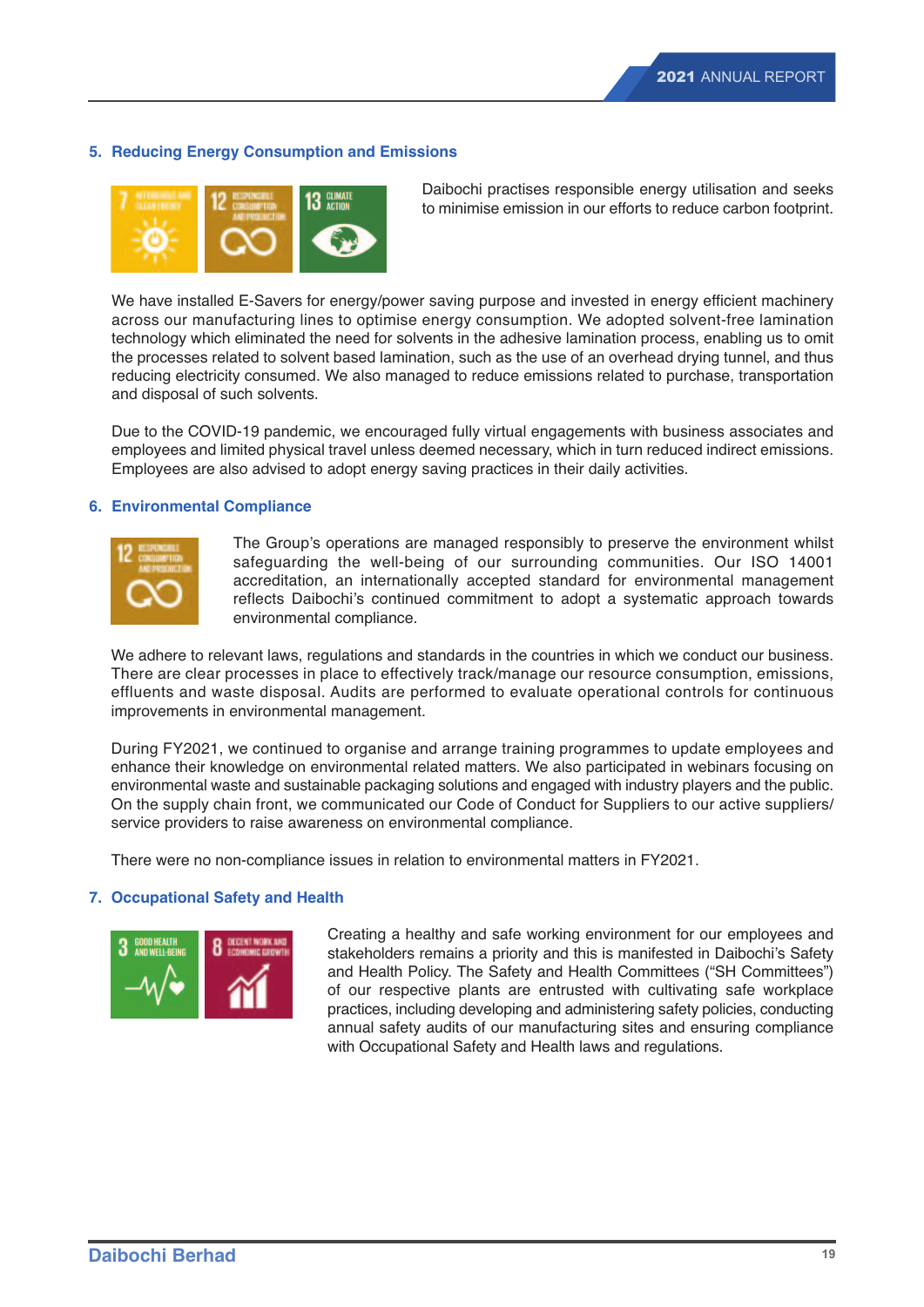## 5. Reducing Energy Consumption and Emissions

Daibochi practises responsible energy utilisation and seeks to minimise emission in our efforts to reduce carbon footprint.

We have installed E-Savers for energy/power saving purpose and invested in energy efficient machinery across our manufacturing lines to optimise energy consumption. We adopted solvent-free lamination technology which eliminated the need for solvents in the adhesive lamination process, enabling us to omit the processes related to solvent based lamination, such as the use of an overhead drying tunnel, and thus reducing electricity consumed. We also managed to reduce emissions related to purchase, transportation and disposal of such solvents.

Due to the COVID-19 pandemic, we encouraged fully virtual engagements with business associates and employees and limited physical travel unless deemed necessary, which in turn reduced indirect emissions. Employees are also advised to adopt energy saving practices in their daily activities.

## 6. Environmental Compliance

The Group's operations are managed responsibly to preserve the environment whilst safeguarding the well-being of our surrounding communities. Our ISO 14001 accreditation, an internationally accepted standard for environmental management reflects Daibochi's continued commitment to adopt a systematic approach towards environmental compliance.

We adhere to relevant laws, regulations and standards in the countries in which we conduct our business. There are clear processes in place to effectively track/manage our resource consumption, emissions, effluents and waste disposal. Audits are performed to evaluate operational controls for continuous improvements in environmental management.

During FY2021, we continued to organise and arrange training programmes to update employees and enhance their knowledge on environmental related matters. We also participated in webinars focusing on environmental waste and sustainable packaging solutions and engaged with industry players and the public. On the supply chain front, we communicated our Code of Conduct for Suppliers to our active suppliers/ service providers to raise awareness on environmental compliance.

There were no non-compliance issues in relation to environmental matters in FY2021.

## 7. Occupational Safety and Health

Creating a healthy and safe working environment for our employees and stakeholders remains a priority and this is manifested in Daibochi's Safety and Health Policy. The Safety and Health Committees ("SH Committees") of our respective plants are entrusted with cultivating safe workplace practices, including developing and administering safety policies, conducting annual safety audits of our manufacturing sites and ensuring compliance with Occupational Safety and Health laws and regulations.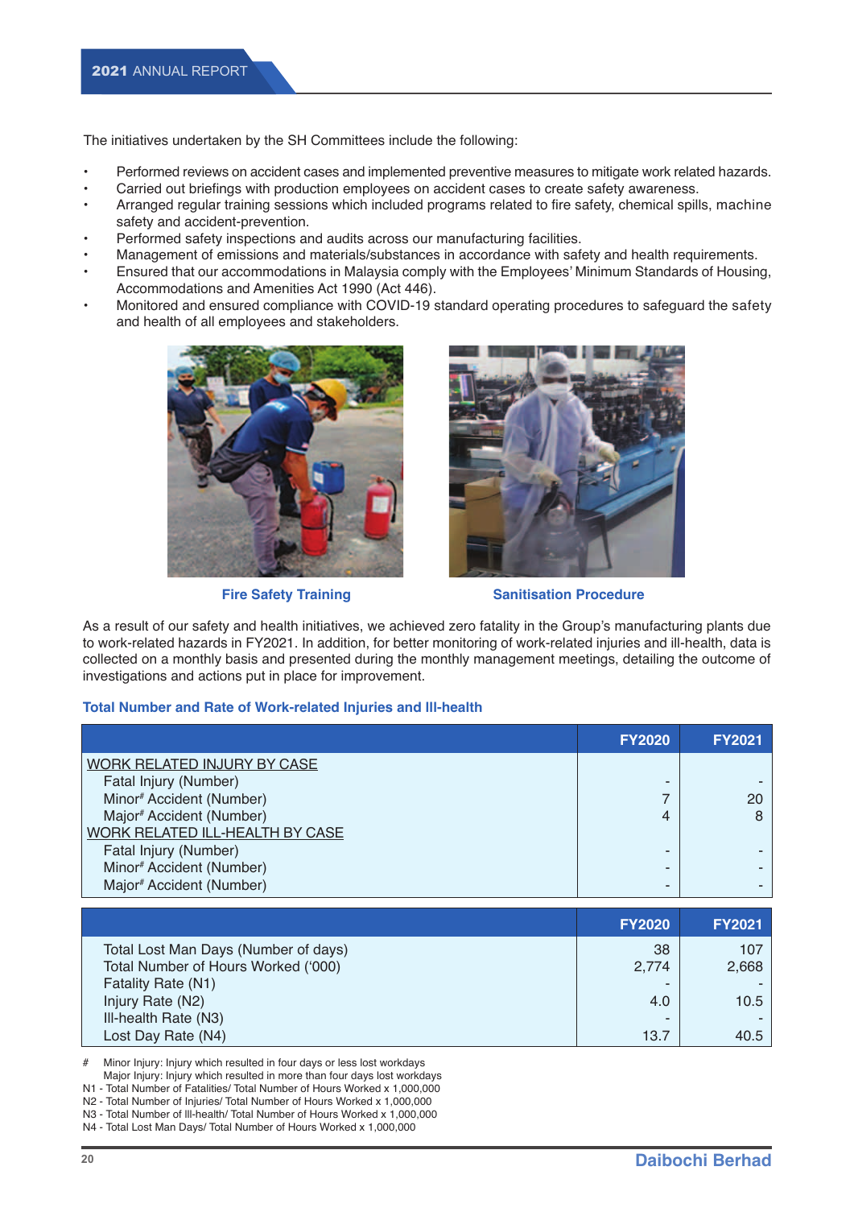The initiatives undertaken by the SH Committees include the following:

- Performed reviews on accident cases and implemented preventive measures to mitigate work related hazards.
- Carried out briefings with production employees on accident cases to create safety awareness.
- Arranged regular training sessions which included programs related to fire safety, chemical spills, machine safety and accident-prevention.
- Performed safety inspections and audits across our manufacturing facilities.
- Management of emissions and materials/substances in accordance with safety and health requirements.
- Ensured that our accommodations in Malaysia comply with the Employees' Minimum Standards of Housing, Accommodations and Amenities Act 1990 (Act 446).
- Monitored and ensured compliance with COVID-19 standard operating procedures to safeguard the safety and health of all employees and stakeholders.

Fire Safety Training

Sanitisation Procedure

As a result of our safety and health initiatives, we achieved zero fatality in the Group's manufacturing plants due to work-related hazards in FY2021. In addition, for better monitoring of work-related injuries and ill-health, data is collected on a monthly basis and presented during the monthly management meetings, detailing the outcome of investigations and actions put in place for improvement.

### Total Number and Rate of Work-related Injuries and Ill-health

| | FY2020 | FY2021 |
|---|---|---|
| WORK RELATED INJURY BY CASE | | |
| Fatal Injury (Number) | - | - |
| Minor# Accident (Number) | 7 | 20 |
| Major# Accident (Number) | 4 | 8 |
| WORK RELATED ILL-HEALTH BY CASE | | |
| Fatal Injury (Number) | - | - |
| Minor# Accident (Number) | - | - |
| Major# Accident (Number) | - | - |

| | FY2020 | FY2021 |
|---|---|---|
| Total Lost Man Days (Number of days) | 38 | 107 |
| Total Number of Hours Worked ('000) | 2,774 | 2,668 |
| Fatality Rate (N1) | - | - |
| Injury Rate (N2) | 4.0 | 10.5 |
| Ill-health Rate (N3) | - | - |
| Lost Day Rate (N4) | 13.7 | 40.5 |

\# Minor Injury: Injury which resulted in four days or less lost workdays
Major Injury: Injury which resulted in more than four days lost workdays

N1 - Total Number of Fatalities/ Total Number of Hours Worked x 1,000,000
N2 - Total Number of Injuries/ Total Number of Hours Worked x 1,000,000
N3 - Total Number of Ill-health/ Total Number of Hours Worked x 1,000,000
N4 - Total Lost Man Days/ Total Number of Hours Worked x 1,000,000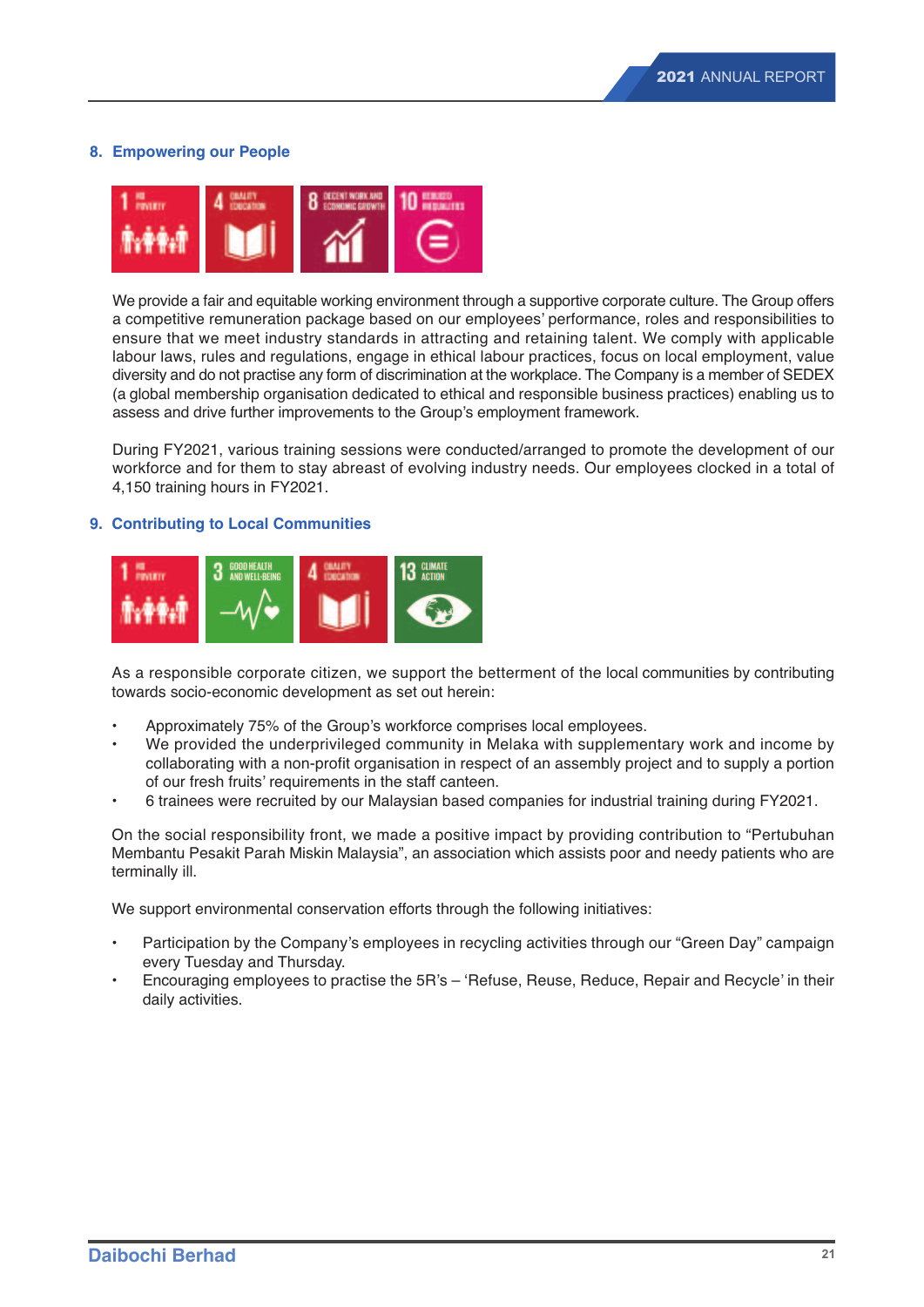### 8. Empowering our People

We provide a fair and equitable working environment through a supportive corporate culture. The Group offers a competitive remuneration package based on our employees' performance, roles and responsibilities to ensure that we meet industry standards in attracting and retaining talent. We comply with applicable labour laws, rules and regulations, engage in ethical labour practices, focus on local employment, value diversity and do not practise any form of discrimination at the workplace. The Company is a member of SEDEX (a global membership organisation dedicated to ethical and responsible business practices) enabling us to assess and drive further improvements to the Group's employment framework.

During FY2021, various training sessions were conducted/arranged to promote the development of our workforce and for them to stay abreast of evolving industry needs. Our employees clocked in a total of 4,150 training hours in FY2021.

### 9. Contributing to Local Communities

As a responsible corporate citizen, we support the betterment of the local communities by contributing towards socio-economic development as set out herein:

- Approximately 75% of the Group's workforce comprises local employees.
- We provided the underprivileged community in Melaka with supplementary work and income by collaborating with a non-profit organisation in respect of an assembly project and to supply a portion of our fresh fruits' requirements in the staff canteen.
- 6 trainees were recruited by our Malaysian based companies for industrial training during FY2021.

On the social responsibility front, we made a positive impact by providing contribution to "Pertubuhan Membantu Pesakit Parah Miskin Malaysia", an association which assists poor and needy patients who are terminally ill.

We support environmental conservation efforts through the following initiatives:

- Participation by the Company's employees in recycling activities through our "Green Day" campaign every Tuesday and Thursday.
- Encouraging employees to practise the 5R's – 'Refuse, Reuse, Reduce, Repair and Recycle' in their daily activities.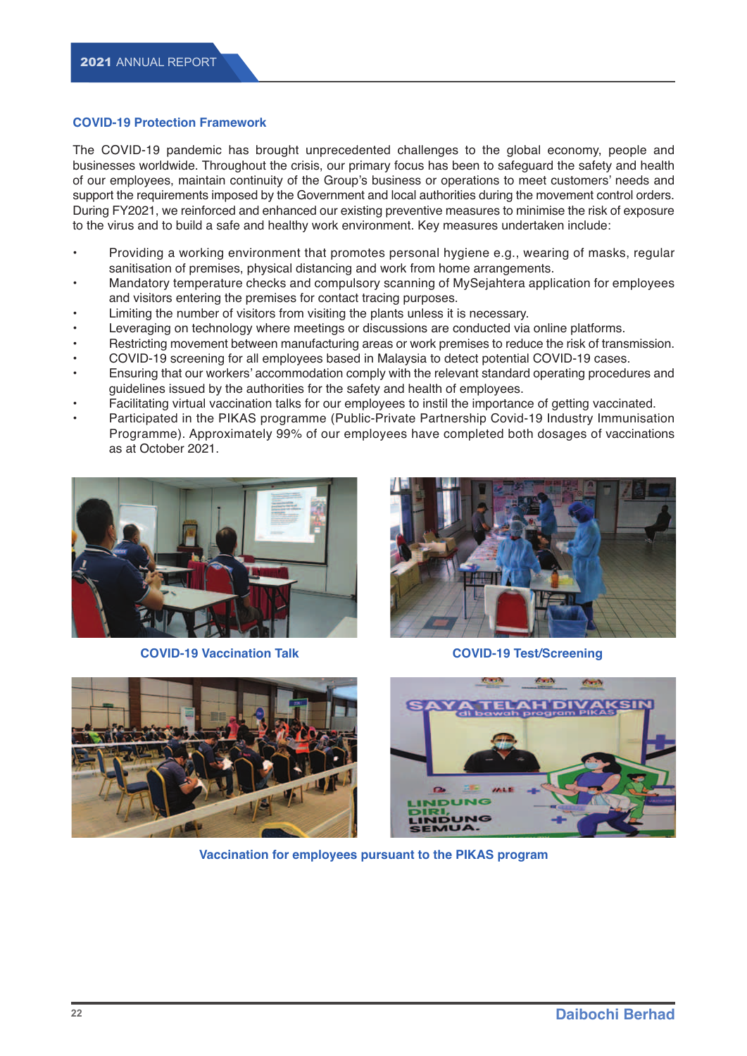## COVID-19 Protection Framework

The COVID-19 pandemic has brought unprecedented challenges to the global economy, people and businesses worldwide. Throughout the crisis, our primary focus has been to safeguard the safety and health of our employees, maintain continuity of the Group's business or operations to meet customers' needs and support the requirements imposed by the Government and local authorities during the movement control orders. During FY2021, we reinforced and enhanced our existing preventive measures to minimise the risk of exposure to the virus and to build a safe and healthy work environment. Key measures undertaken include:

- Providing a working environment that promotes personal hygiene e.g., wearing of masks, regular sanitisation of premises, physical distancing and work from home arrangements.
- Mandatory temperature checks and compulsory scanning of MySejahtera application for employees and visitors entering the premises for contact tracing purposes.
- Limiting the number of visitors from visiting the plants unless it is necessary.
- Leveraging on technology where meetings or discussions are conducted via online platforms.
- Restricting movement between manufacturing areas or work premises to reduce the risk of transmission.
- COVID-19 screening for all employees based in Malaysia to detect potential COVID-19 cases.
- Ensuring that our workers' accommodation comply with the relevant standard operating procedures and guidelines issued by the authorities for the safety and health of employees.
- Facilitating virtual vaccination talks for our employees to instil the importance of getting vaccinated.
- Participated in the PIKAS programme (Public-Private Partnership Covid-19 Industry Immunisation Programme). Approximately 99% of our employees have completed both dosages of vaccinations as at October 2021.

COVID-19 Vaccination Talk

COVID-19 Test/Screening

Vaccination for employees pursuant to the PIKAS program